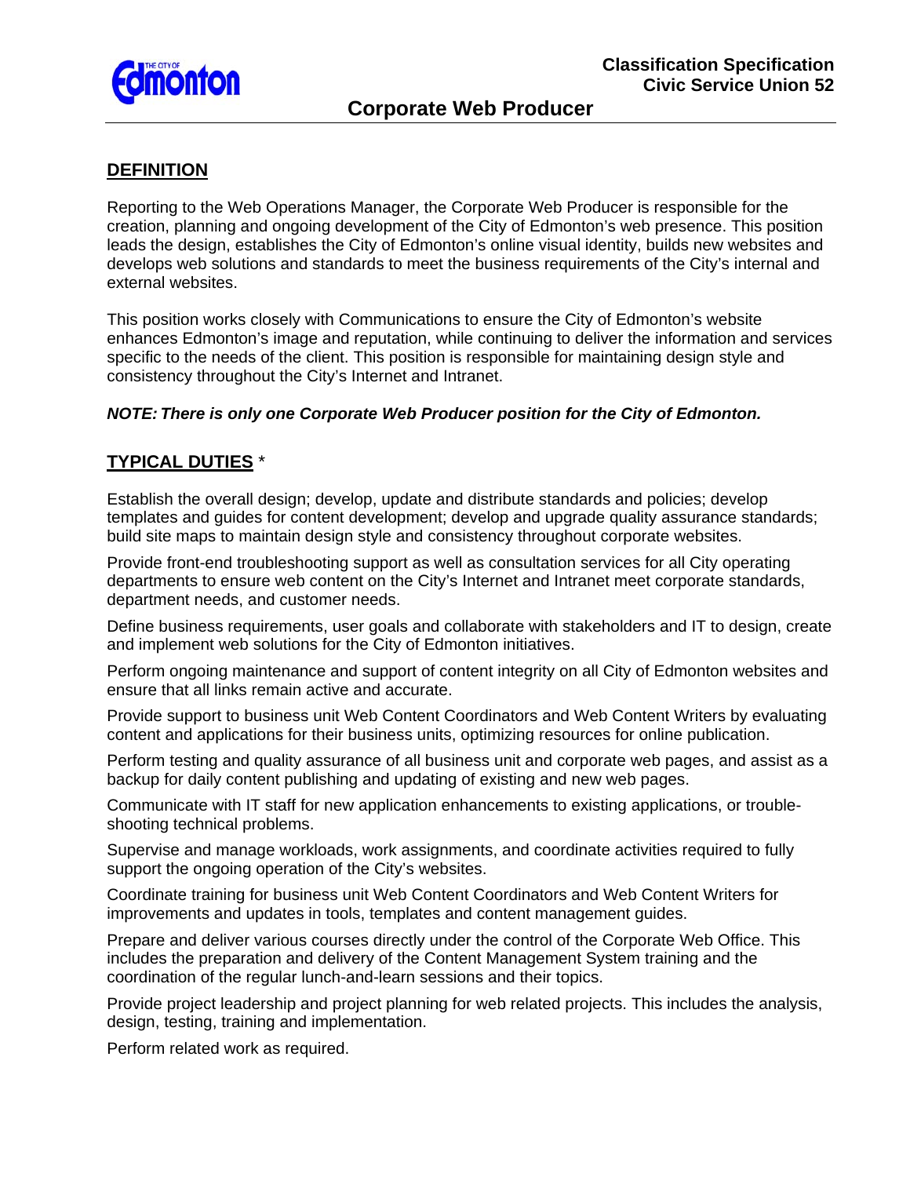**Classification Specification**
**Civic Service Union 52**

# Corporate Web Producer

## DEFINITION

Reporting to the Web Operations Manager, the Corporate Web Producer is responsible for the creation, planning and ongoing development of the City of Edmonton's web presence. This position leads the design, establishes the City of Edmonton's online visual identity, builds new websites and develops web solutions and standards to meet the business requirements of the City's internal and external websites.

This position works closely with Communications to ensure the City of Edmonton's website enhances Edmonton's image and reputation, while continuing to deliver the information and services specific to the needs of the client. This position is responsible for maintaining design style and consistency throughout the City's Internet and Intranet.

***NOTE: There is only one Corporate Web Producer position for the City of Edmonton.***

## TYPICAL DUTIES *

Establish the overall design; develop, update and distribute standards and policies; develop templates and guides for content development; develop and upgrade quality assurance standards; build site maps to maintain design style and consistency throughout corporate websites.

Provide front-end troubleshooting support as well as consultation services for all City operating departments to ensure web content on the City's Internet and Intranet meet corporate standards, department needs, and customer needs.

Define business requirements, user goals and collaborate with stakeholders and IT to design, create and implement web solutions for the City of Edmonton initiatives.

Perform ongoing maintenance and support of content integrity on all City of Edmonton websites and ensure that all links remain active and accurate.

Provide support to business unit Web Content Coordinators and Web Content Writers by evaluating content and applications for their business units, optimizing resources for online publication.

Perform testing and quality assurance of all business unit and corporate web pages, and assist as a backup for daily content publishing and updating of existing and new web pages.

Communicate with IT staff for new application enhancements to existing applications, or trouble-shooting technical problems.

Supervise and manage workloads, work assignments, and coordinate activities required to fully support the ongoing operation of the City's websites.

Coordinate training for business unit Web Content Coordinators and Web Content Writers for improvements and updates in tools, templates and content management guides.

Prepare and deliver various courses directly under the control of the Corporate Web Office. This includes the preparation and delivery of the Content Management System training and the coordination of the regular lunch-and-learn sessions and their topics.

Provide project leadership and project planning for web related projects. This includes the analysis, design, testing, training and implementation.

Perform related work as required.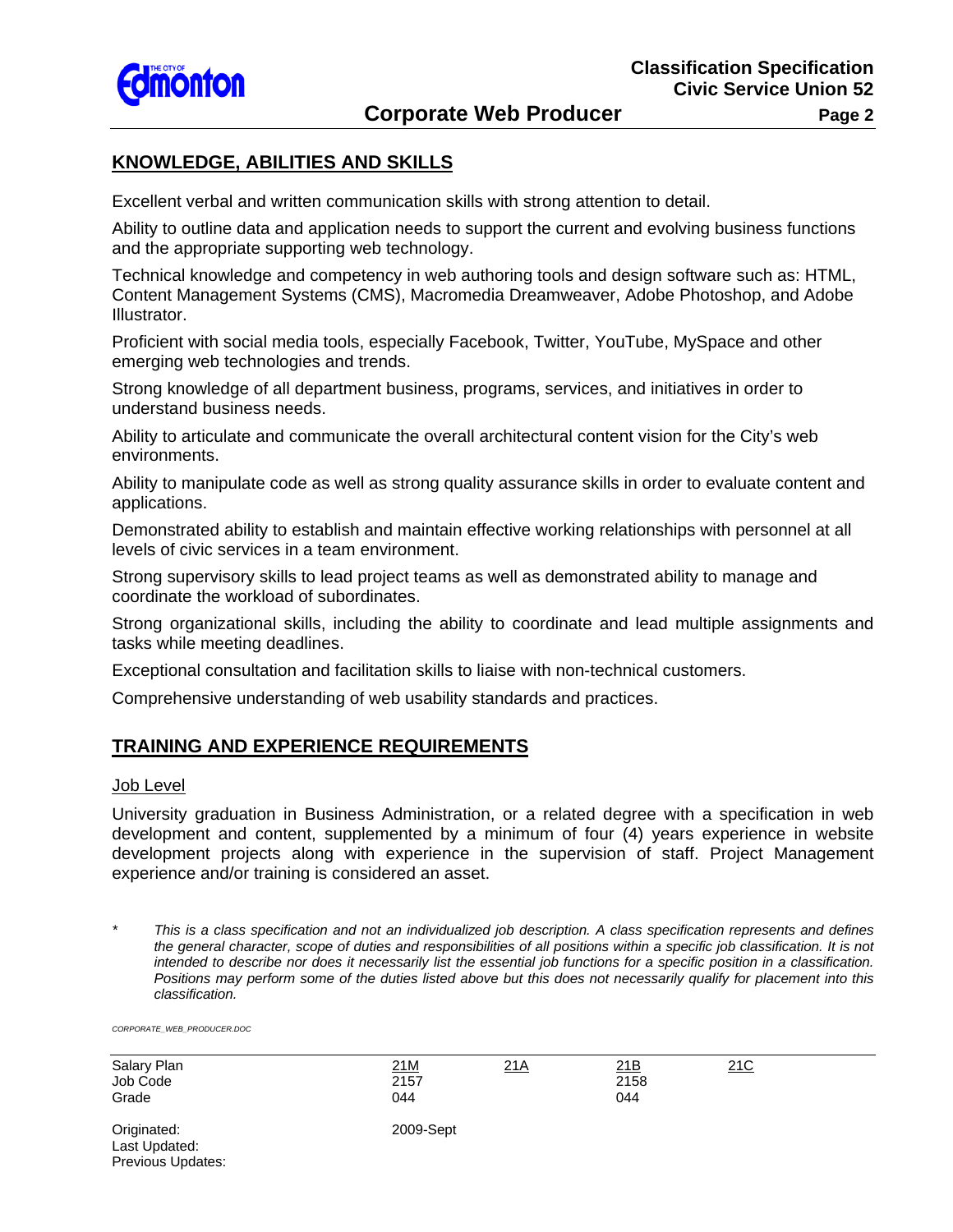## KNOWLEDGE, ABILITIES AND SKILLS

Excellent verbal and written communication skills with strong attention to detail.

Ability to outline data and application needs to support the current and evolving business functions and the appropriate supporting web technology.

Technical knowledge and competency in web authoring tools and design software such as: HTML, Content Management Systems (CMS), Macromedia Dreamweaver, Adobe Photoshop, and Adobe Illustrator.

Proficient with social media tools, especially Facebook, Twitter, YouTube, MySpace and other emerging web technologies and trends.

Strong knowledge of all department business, programs, services, and initiatives in order to understand business needs.

Ability to articulate and communicate the overall architectural content vision for the City's web environments.

Ability to manipulate code as well as strong quality assurance skills in order to evaluate content and applications.

Demonstrated ability to establish and maintain effective working relationships with personnel at all levels of civic services in a team environment.

Strong supervisory skills to lead project teams as well as demonstrated ability to manage and coordinate the workload of subordinates.

Strong organizational skills, including the ability to coordinate and lead multiple assignments and tasks while meeting deadlines.

Exceptional consultation and facilitation skills to liaise with non-technical customers.

Comprehensive understanding of web usability standards and practices.

## TRAINING AND EXPERIENCE REQUIREMENTS

Job Level

University graduation in Business Administration, or a related degree with a specification in web development and content, supplemented by a minimum of four (4) years experience in website development projects along with experience in the supervision of staff. Project Management experience and/or training is considered an asset.

\* *This is a class specification and not an individualized job description. A class specification represents and defines the general character, scope of duties and responsibilities of all positions within a specific job classification. It is not intended to describe nor does it necessarily list the essential job functions for a specific position in a classification. Positions may perform some of the duties listed above but this does not necessarily qualify for placement into this classification.*

CORPORATE_WEB_PRODUCER.DOC

| | | | | |
|---|---|---|---|---|
| Salary Plan | 21M | 21A | 21B | 21C |
| Job Code | 2157 | | 2158 | |
| Grade | 044 | | 044 | |
| Originated: | 2009-Sept | | | |
| Last Updated: | | | | |
| Previous Updates: | | | | |